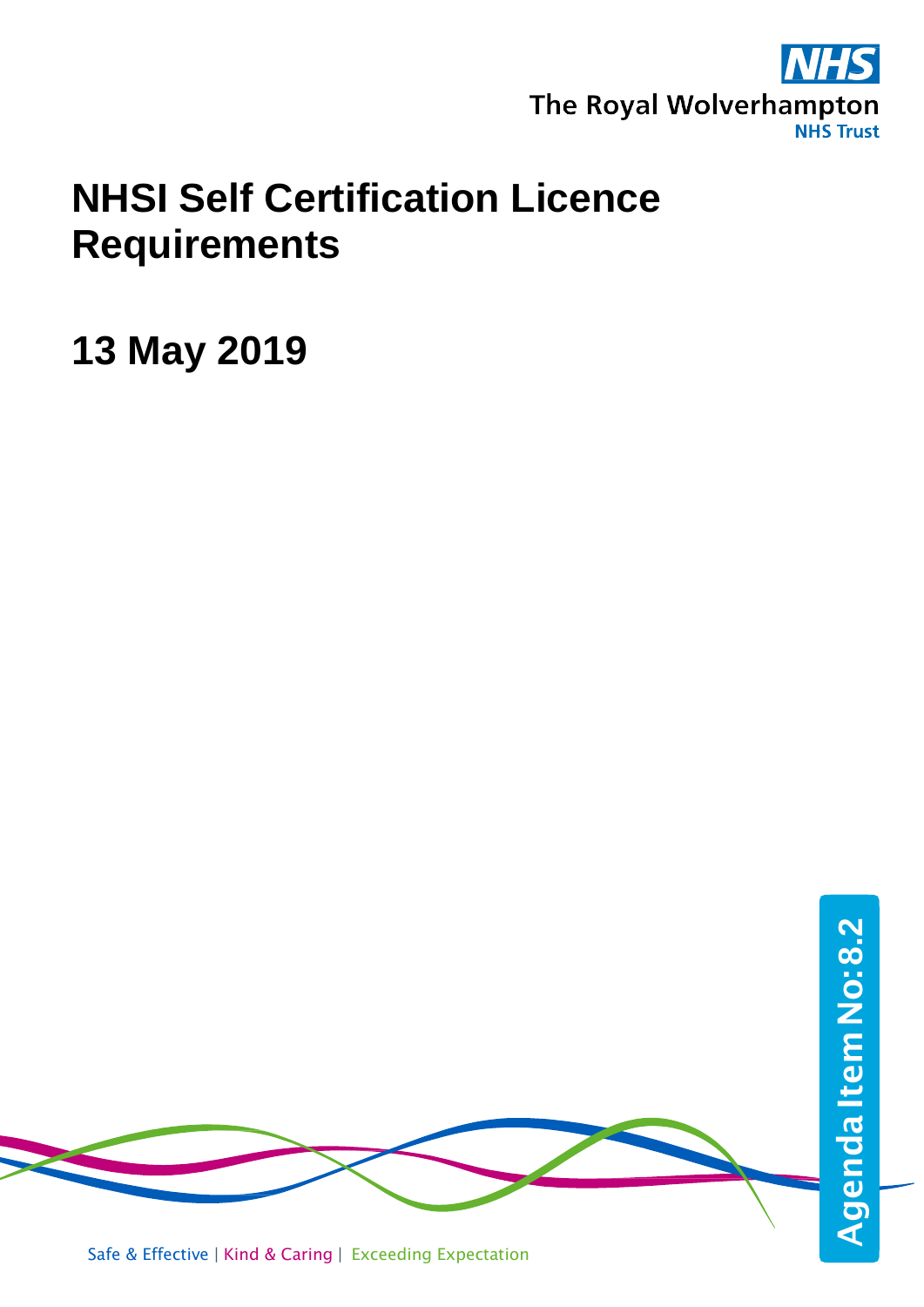The Royal Wolverhampton NHS Trust

# NHSI Self Certification Licence Requirements

## 13 May 2019

Agenda Item No: 8.2

Safe & Effective | Kind & Caring | Exceeding Expectation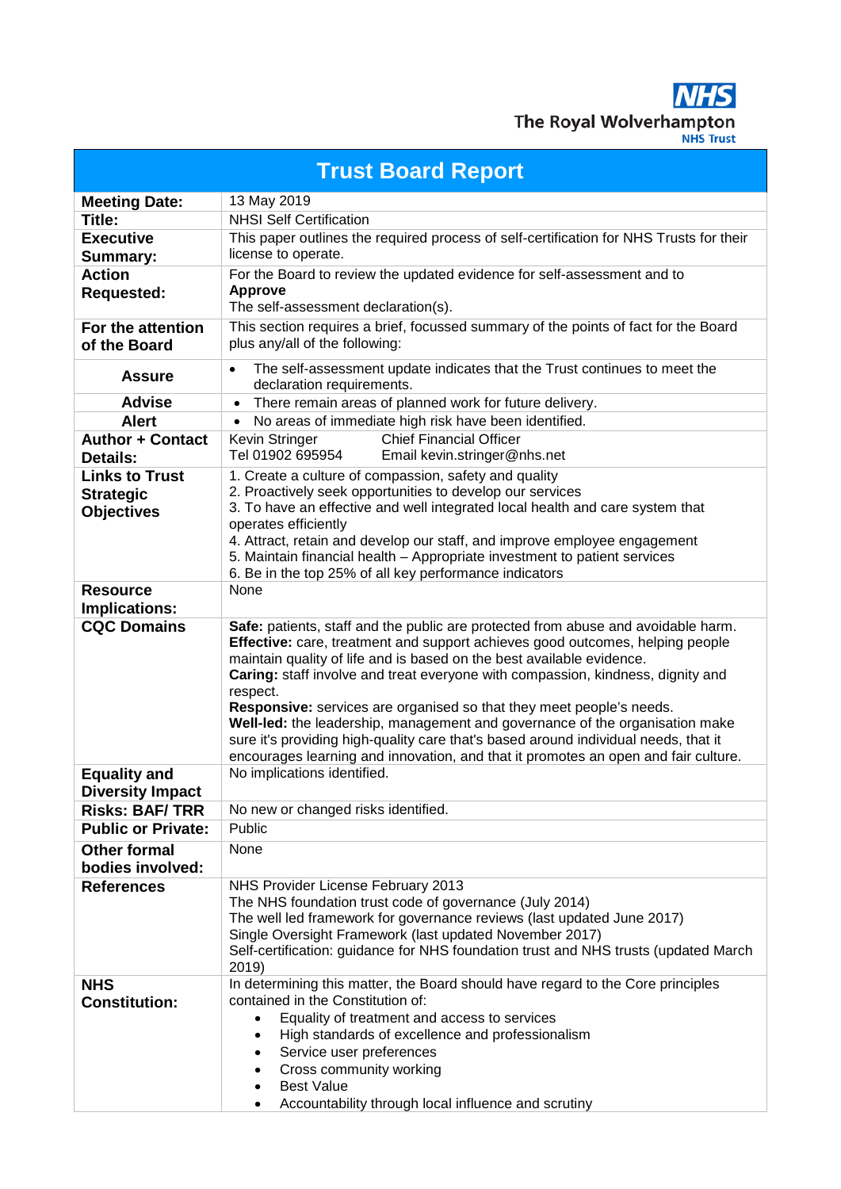The Royal Wolverhampton NHS Trust

# Trust Board Report

| | |
|---|---|
| **Meeting Date:** | 13 May 2019 |
| **Title:** | NHSI Self Certification |
| **Executive Summary:** | This paper outlines the required process of self-certification for NHS Trusts for their license to operate. |
| **Action Requested:** | For the Board to review the updated evidence for self-assessment and to **Approve** The self-assessment declaration(s). |
| **For the attention of the Board** | This section requires a brief, focussed summary of the points of fact for the Board plus any/all of the following: |
| **Assure** | • The self-assessment update indicates that the Trust continues to meet the declaration requirements. |
| **Advise** | • There remain areas of planned work for future delivery. |
| **Alert** | • No areas of immediate high risk have been identified. |
| **Author + Contact Details:** | Kevin Stringer Chief Financial Officer<br>Tel 01902 695954 Email kevin.stringer@nhs.net |
| **Links to Trust Strategic Objectives** | 1. Create a culture of compassion, safety and quality<br>2. Proactively seek opportunities to develop our services<br>3. To have an effective and well integrated local health and care system that operates efficiently<br>4. Attract, retain and develop our staff, and improve employee engagement<br>5. Maintain financial health – Appropriate investment to patient services<br>6. Be in the top 25% of all key performance indicators |
| **Resource Implications:** | None |
| **CQC Domains** | **Safe:** patients, staff and the public are protected from abuse and avoidable harm.<br>**Effective:** care, treatment and support achieves good outcomes, helping people maintain quality of life and is based on the best available evidence.<br>**Caring:** staff involve and treat everyone with compassion, kindness, dignity and respect.<br>**Responsive:** services are organised so that they meet people's needs.<br>**Well-led:** the leadership, management and governance of the organisation make sure it's providing high-quality care that's based around individual needs, that it encourages learning and innovation, and that it promotes an open and fair culture. |
| **Equality and Diversity Impact** | No implications identified. |
| **Risks: BAF/ TRR** | No new or changed risks identified. |
| **Public or Private:** | Public |
| **Other formal bodies involved:** | None |
| **References** | NHS Provider License February 2013<br>The NHS foundation trust code of governance (July 2014)<br>The well led framework for governance reviews (last updated June 2017)<br>Single Oversight Framework (last updated November 2017)<br>Self-certification: guidance for NHS foundation trust and NHS trusts (updated March 2019) |
| **NHS Constitution:** | In determining this matter, the Board should have regard to the Core principles contained in the Constitution of:<br>• Equality of treatment and access to services<br>• High standards of excellence and professionalism<br>• Service user preferences<br>• Cross community working<br>• Best Value<br>• Accountability through local influence and scrutiny |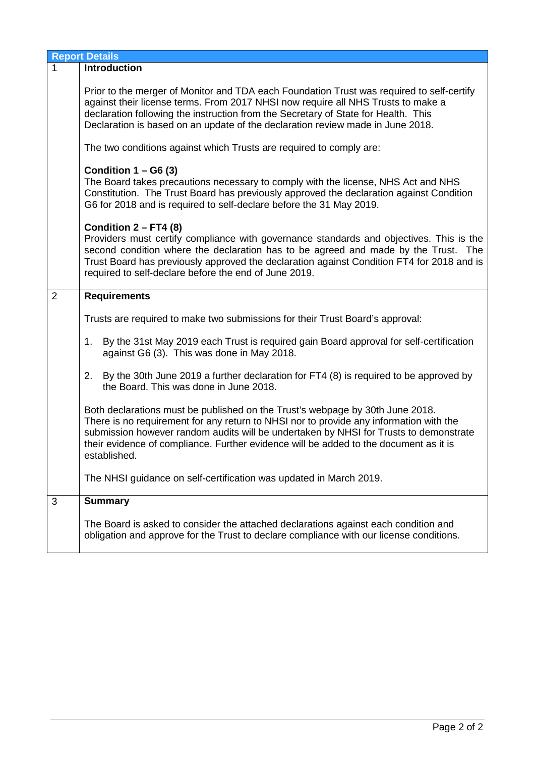## Report Details

### 1 Introduction

Prior to the merger of Monitor and TDA each Foundation Trust was required to self-certify against their license terms. From 2017 NHSI now require all NHS Trusts to make a declaration following the instruction from the Secretary of State for Health. This Declaration is based on an update of the declaration review made in June 2018.

The two conditions against which Trusts are required to comply are:

**Condition 1 – G6 (3)**
The Board takes precautions necessary to comply with the license, NHS Act and NHS Constitution. The Trust Board has previously approved the declaration against Condition G6 for 2018 and is required to self-declare before the 31 May 2019.

**Condition 2 – FT4 (8)**
Providers must certify compliance with governance standards and objectives. This is the second condition where the declaration has to be agreed and made by the Trust. The Trust Board has previously approved the declaration against Condition FT4 for 2018 and is required to self-declare before the end of June 2019.

### 2 Requirements

Trusts are required to make two submissions for their Trust Board's approval:

1. By the 31st May 2019 each Trust is required gain Board approval for self-certification against G6 (3). This was done in May 2018.
2. By the 30th June 2019 a further declaration for FT4 (8) is required to be approved by the Board. This was done in June 2018.

Both declarations must be published on the Trust's webpage by 30th June 2018. There is no requirement for any return to NHSI nor to provide any information with the submission however random audits will be undertaken by NHSI for Trusts to demonstrate their evidence of compliance. Further evidence will be added to the document as it is established.

The NHSI guidance on self-certification was updated in March 2019.

### 3 Summary

The Board is asked to consider the attached declarations against each condition and obligation and approve for the Trust to declare compliance with our license conditions.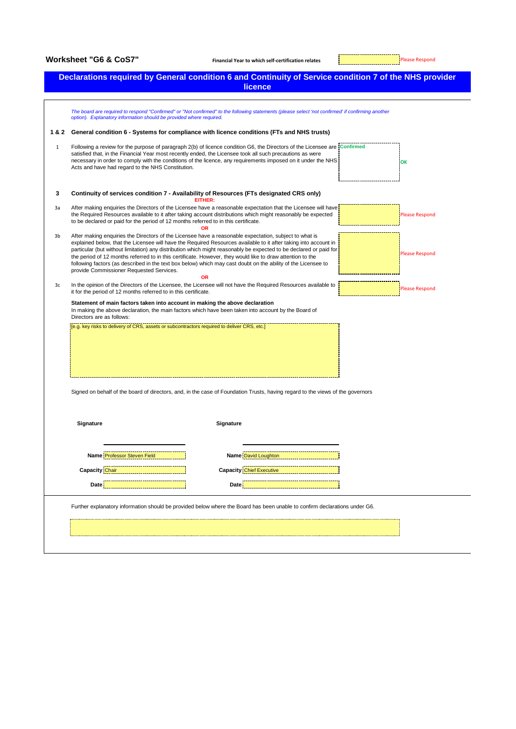**Worksheet "G6 & CoS7"**

**Financial Year to which self-certification relates** | | Please Respond

# Declarations required by General condition 6 and Continuity of Service condition 7 of the NHS provider licence

*The board are required to respond "Confirmed" or "Not confirmed" to the following statements (please select 'not confirmed' if confirming another option). Explanatory information should be provided where required.*

## 1 & 2 General condition 6 - Systems for compliance with licence conditions (FTs and NHS trusts)

| | Statement | Response | |
|---|---|---|---|
| 1 | Following a review for the purpose of paragraph 2(b) of licence condition G6, the Directors of the Licensee are satisfied that, in the Financial Year most recently ended, the Licensee took all such precautions as were necessary in order to comply with the conditions of the licence, any requirements imposed on it under the NHS Acts and have had regard to the NHS Constitution. | Confirmed | OK |

## 3 Continuity of services condition 7 - Availability of Resources (FTs designated CRS only)

**EITHER:**

| | Statement | Response | |
|---|---|---|---|
| 3a | After making enquiries the Directors of the Licensee have a reasonable expectation that the Licensee will have the Required Resources available to it after taking account distributions which might reasonably be expected to be declared or paid for the period of 12 months referred to in this certificate. | | Please Respond |

**OR**

| | Statement | Response | |
|---|---|---|---|
| 3b | After making enquiries the Directors of the Licensee have a reasonable expectation, subject to what is explained below, that the Licensee will have the Required Resources available to it after taking into account in particular (but without limitation) any distribution which might reasonably be expected to be declared or paid for the period of 12 months referred to in this certificate. However, they would like to draw attention to the following factors (as described in the text box below) which may cast doubt on the ability of the Licensee to provide Commissioner Requested Services. | | Please Respond |

**OR**

| | Statement | Response | |
|---|---|---|---|
| 3c | In the opinion of the Directors of the Licensee, the Licensee will not have the Required Resources available to it for the period of 12 months referred to in this certificate. | | Please Respond |

**Statement of main factors taken into account in making the above declaration**

In making the above declaration, the main factors which have been taken into account by the Board of Directors are as follows:

[e.g. key risks to delivery of CRS, assets or subcontractors required to deliver CRS, etc.]

Signed on behalf of the board of directors, and, in the case of Foundation Trusts, having regard to the views of the governors

| | Signature | | Signature |
|---|---|---|---|
| **Name** | Professor Steven Field | **Name** | David Loughton |
| **Capacity** | Chair | **Capacity** | Chief Executive |
| **Date** | | **Date** | |

Further explanatory information should be provided below where the Board has been unable to confirm declarations under G6.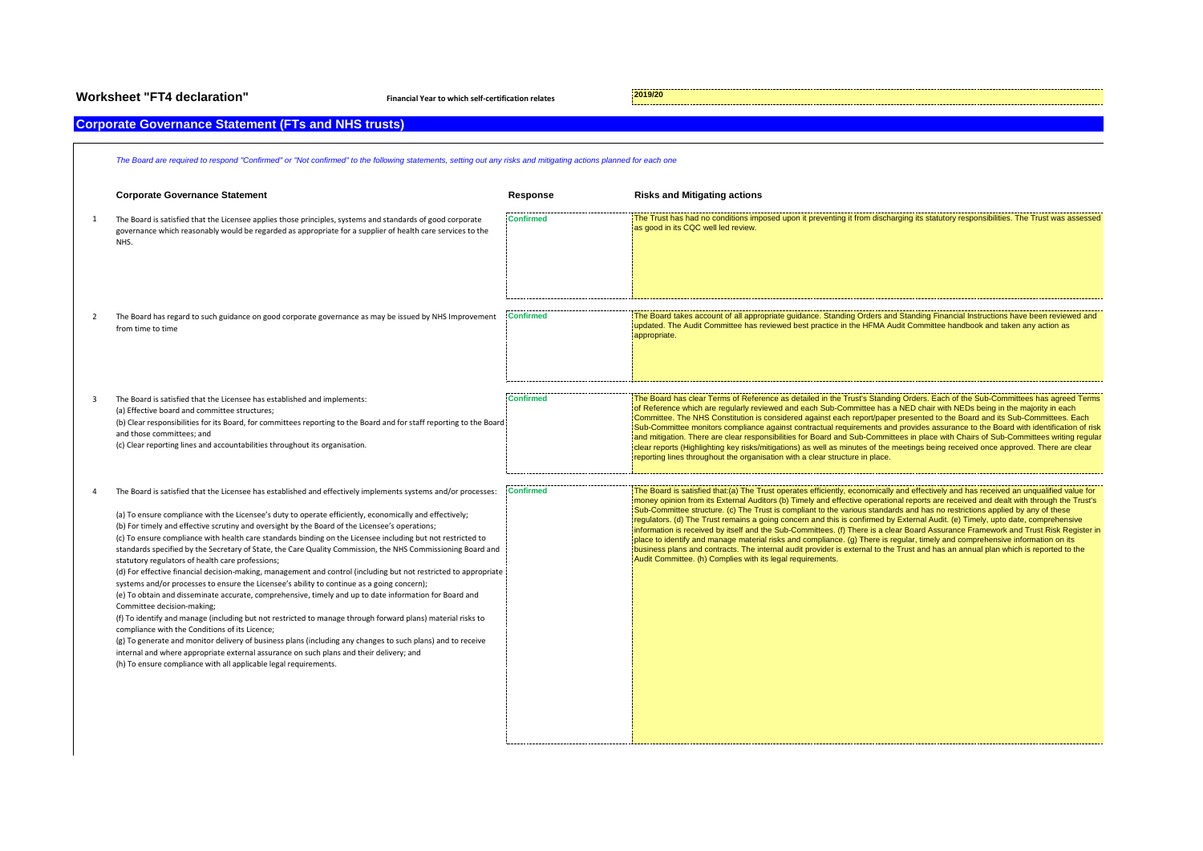**Worksheet "FT4 declaration"** **Financial Year to which self-certification relates** 2019/20

## Corporate Governance Statement (FTs and NHS trusts)

*The Board are required to respond "Confirmed" or "Not confirmed" to the following statements, setting out any risks and mitigating actions planned for each one*

| | Corporate Governance Statement | Response | Risks and Mitigating actions |
|---|---|---|---|
| 1 | The Board is satisfied that the Licensee applies those principles, systems and standards of good corporate governance which reasonably would be regarded as appropriate for a supplier of health care services to the NHS. | Confirmed | The Trust has had no conditions imposed upon it preventing it from discharging its statutory responsibilities. The Trust was assessed as good in its CQC well led review. |
| 2 | The Board has regard to such guidance on good corporate governance as may be issued by NHS Improvement from time to time | Confirmed | The Board takes account of all appropriate guidance. Standing Orders and Standing Financial Instructions have been reviewed and updated. The Audit Committee has reviewed best practice in the HFMA Audit Committee handbook and taken any action as appropriate. |
| 3 | The Board is satisfied that the Licensee has established and implements:<br>(a) Effective board and committee structures;<br>(b) Clear responsibilities for its Board, for committees reporting to the Board and for staff reporting to the Board and those committees; and<br>(c) Clear reporting lines and accountabilities throughout its organisation. | Confirmed | The Board has clear Terms of Reference as detailed in the Trust's Standing Orders. Each of the Sub-Committees has agreed Terms of Reference which are regularly reviewed and each Sub-Committee has a NED chair with NEDs being in the majority in each Committee. The NHS Constitution is considered against each report/paper presented to the Board and its Sub-Committees. Each Sub-Committee monitors compliance against contractual requirements and provides assurance to the Board with identification of risk and mitigation. There are clear responsibilities for Board and Sub-Committees in place with Chairs of Sub-Committees writing regular clear reports (Highlighting key risks/mitigations) as well as minutes of the meetings being received once approved. There are clear reporting lines throughout the organisation with a clear structure in place. |
| 4 | The Board is satisfied that the Licensee has established and effectively implements systems and/or processes:<br><br>(a) To ensure compliance with the Licensee's duty to operate efficiently, economically and effectively;<br>(b) For timely and effective scrutiny and oversight by the Board of the Licensee's operations;<br>(c) To ensure compliance with health care standards binding on the Licensee including but not restricted to standards specified by the Secretary of State, the Care Quality Commission, the NHS Commissioning Board and statutory regulators of health care professions;<br>(d) For effective financial decision-making, management and control (including but not restricted to appropriate systems and/or processes to ensure the Licensee's ability to continue as a going concern);<br>(e) To obtain and disseminate accurate, comprehensive, timely and up to date information for Board and Committee decision-making;<br>(f) To identify and manage (including but not restricted to manage through forward plans) material risks to compliance with the Conditions of its Licence;<br>(g) To generate and monitor delivery of business plans (including any changes to such plans) and to receive internal and where appropriate external assurance on such plans and their delivery; and<br>(h) To ensure compliance with all applicable legal requirements. | Confirmed | The Board is satisfied that:(a) The Trust operates efficiently, economically and effectively and has received an unqualified value for money opinion from its External Auditors (b) Timely and effective operational reports are received and dealt with through the Trust's Sub-Committee structure. (c) The Trust is compliant to the various standards and has no restrictions applied by any of these regulators. (d) The Trust remains a going concern and this is confirmed by External Audit. (e) Timely, upto date, comprehensive information is received by itself and the Sub-Committees. (f) There is a clear Board Assurance Framework and Trust Risk Register in place to identify and manage material risks and compliance. (g) There is regular, timely and comprehensive information on its business plans and contracts. The internal audit provider is external to the Trust and has an annual plan which is reported to the Audit Committee. (h) Complies with its legal requirements. |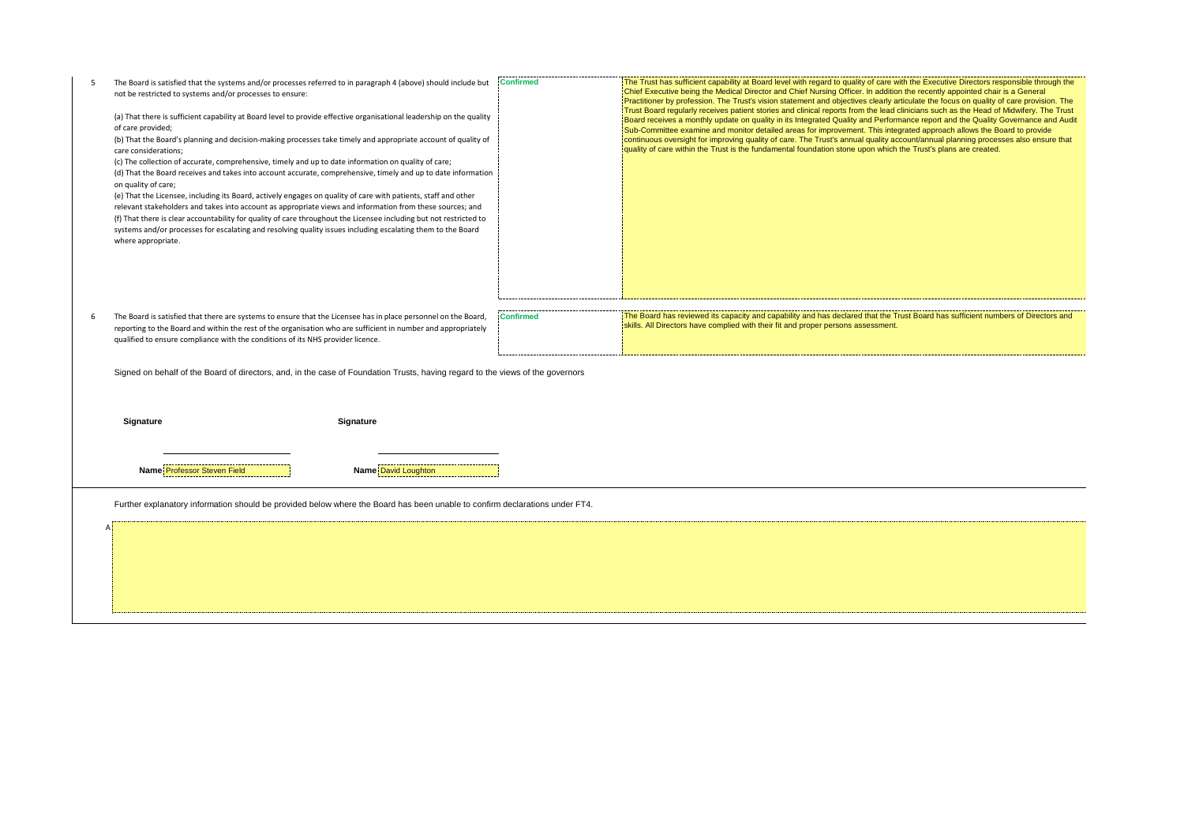| | | | |
|---|---|---|---|
| 5 | The Board is satisfied that the systems and/or processes referred to in paragraph 4 (above) should include but not be restricted to systems and/or processes to ensure:<br><br>(a) That there is sufficient capability at Board level to provide effective organisational leadership on the quality of care provided;<br>(b) That the Board's planning and decision-making processes take timely and appropriate account of quality of care considerations;<br>(c) The collection of accurate, comprehensive, timely and up to date information on quality of care;<br>(d) That the Board receives and takes into account accurate, comprehensive, timely and up to date information on quality of care;<br>(e) That the Licensee, including its Board, actively engages on quality of care with patients, staff and other relevant stakeholders and takes into account as appropriate views and information from these sources; and<br>(f) That there is clear accountability for quality of care throughout the Licensee including but not restricted to systems and/or processes for escalating and resolving quality issues including escalating them to the Board where appropriate. | Confirmed | The Trust has sufficient capability at Board level with regard to quality of care with the Executive Directors responsible through the Chief Executive being the Medical Director and Chief Nursing Officer. In addition the recently appointed chair is a General Practitioner by profession. The Trust's vision statement and objectives clearly articulate the focus on quality of care provision. The Trust Board regularly receives patient stories and clinical reports from the lead clinicians such as the Head of Midwifery. The Trust Board receives a monthly update on quality in its Integrated Quality and Performance report and the Quality Governance and Audit Sub-Committee examine and monitor detailed areas for improvement. This integrated approach allows the Board to provide continuous oversight for improving quality of care. The Trust's annual quality account/annual planning processes also ensure that quality of care within the Trust is the fundamental foundation stone upon which the Trust's plans are created. |
| 6 | The Board is satisfied that there are systems to ensure that the Licensee has in place personnel on the Board, reporting to the Board and within the rest of the organisation who are sufficient in number and appropriately qualified to ensure compliance with the conditions of its NHS provider licence. | Confirmed | The Board has reviewed its capacity and capability and has declared that the Trust Board has sufficient numbers of Directors and skills. All Directors have complied with their fit and proper persons assessment. |

Signed on behalf of the Board of directors, and, in the case of Foundation Trusts, having regard to the views of the governors

| | |
|---|---|
| **Signature** | **Signature** |
| **Name** Professor Steven Field | **Name** David Loughton |

Further explanatory information should be provided below where the Board has been unable to confirm declarations under FT4.

A